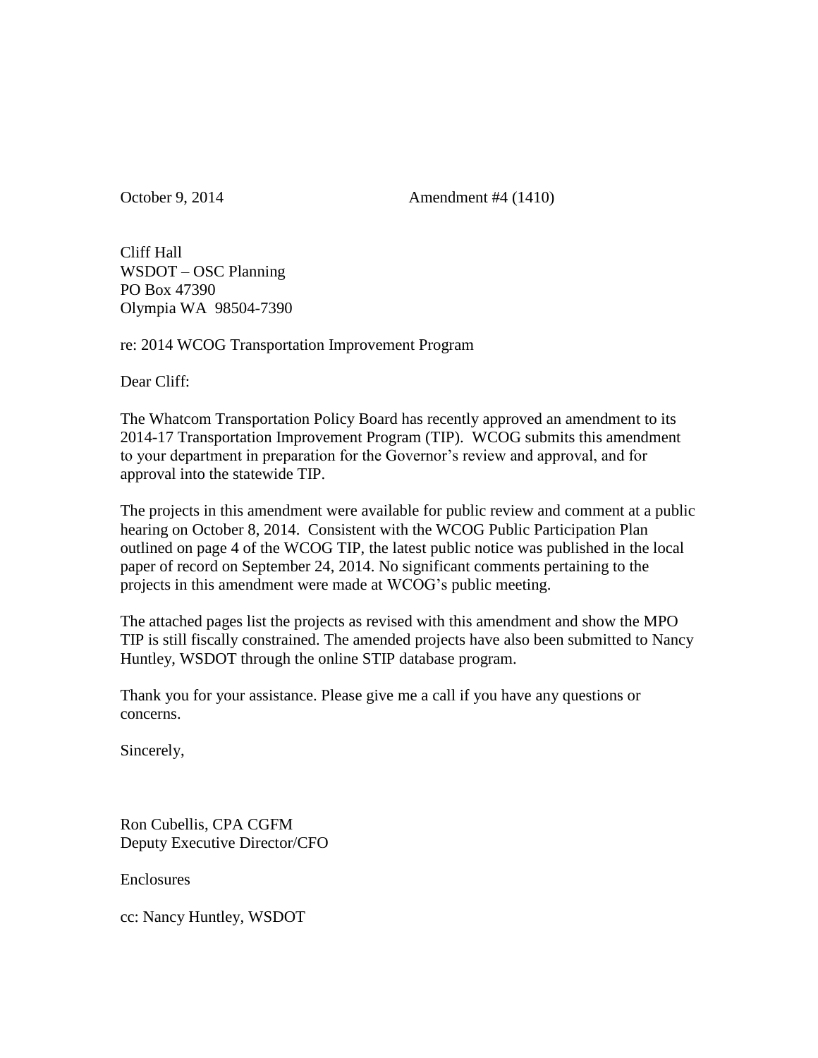October 9, 2014 Amendment #4 (1410)

Cliff Hall
WSDOT – OSC Planning
PO Box 47390
Olympia WA 98504-7390

re: 2014 WCOG Transportation Improvement Program

Dear Cliff:

The Whatcom Transportation Policy Board has recently approved an amendment to its 2014-17 Transportation Improvement Program (TIP). WCOG submits this amendment to your department in preparation for the Governor's review and approval, and for approval into the statewide TIP.

The projects in this amendment were available for public review and comment at a public hearing on October 8, 2014. Consistent with the WCOG Public Participation Plan outlined on page 4 of the WCOG TIP, the latest public notice was published in the local paper of record on September 24, 2014. No significant comments pertaining to the projects in this amendment were made at WCOG's public meeting.

The attached pages list the projects as revised with this amendment and show the MPO TIP is still fiscally constrained. The amended projects have also been submitted to Nancy Huntley, WSDOT through the online STIP database program.

Thank you for your assistance. Please give me a call if you have any questions or concerns.

Sincerely,

Ron Cubellis, CPA CGFM
Deputy Executive Director/CFO

Enclosures

cc: Nancy Huntley, WSDOT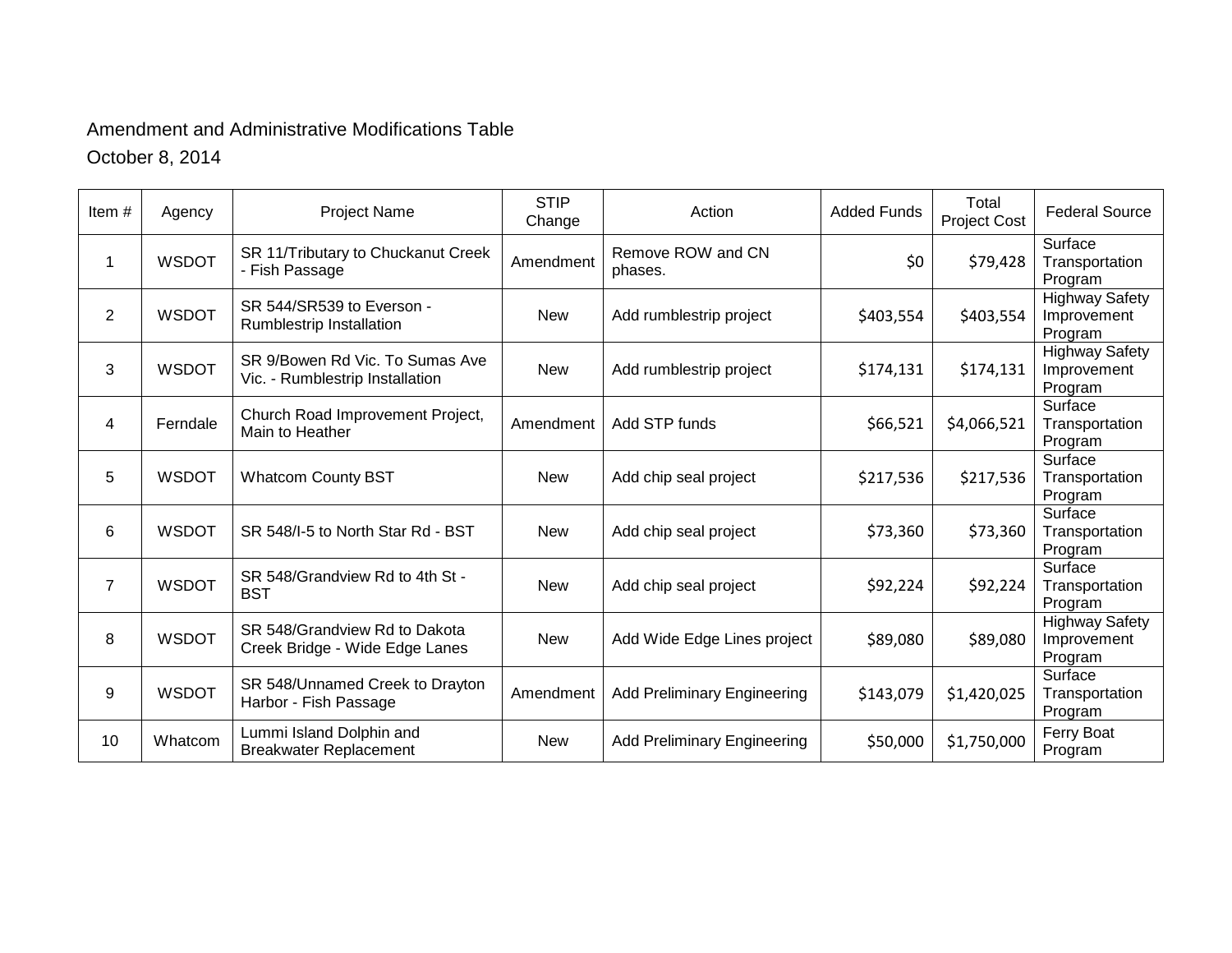Amendment and Administrative Modifications Table

October 8, 2014

| Item # | Agency | Project Name | STIP Change | Action | Added Funds | Total Project Cost | Federal Source |
|---|---|---|---|---|---|---|---|
| 1 | WSDOT | SR 11/Tributary to Chuckanut Creek - Fish Passage | Amendment | Remove ROW and CN phases. | $0 | $79,428 | Surface Transportation Program |
| 2 | WSDOT | SR 544/SR539 to Everson - Rumblestrip Installation | New | Add rumblestrip project | $403,554 | $403,554 | Highway Safety Improvement Program |
| 3 | WSDOT | SR 9/Bowen Rd Vic. To Sumas Ave Vic. - Rumblestrip Installation | New | Add rumblestrip project | $174,131 | $174,131 | Highway Safety Improvement Program |
| 4 | Ferndale | Church Road Improvement Project, Main to Heather | Amendment | Add STP funds | $66,521 | $4,066,521 | Surface Transportation Program |
| 5 | WSDOT | Whatcom County BST | New | Add chip seal project | $217,536 | $217,536 | Surface Transportation Program |
| 6 | WSDOT | SR 548/I-5 to North Star Rd - BST | New | Add chip seal project | $73,360 | $73,360 | Surface Transportation Program |
| 7 | WSDOT | SR 548/Grandview Rd to 4th St - BST | New | Add chip seal project | $92,224 | $92,224 | Surface Transportation Program |
| 8 | WSDOT | SR 548/Grandview Rd to Dakota Creek Bridge - Wide Edge Lanes | New | Add Wide Edge Lines project | $89,080 | $89,080 | Highway Safety Improvement Program |
| 9 | WSDOT | SR 548/Unnamed Creek to Drayton Harbor - Fish Passage | Amendment | Add Preliminary Engineering | $143,079 | $1,420,025 | Surface Transportation Program |
| 10 | Whatcom | Lummi Island Dolphin and Breakwater Replacement | New | Add Preliminary Engineering | $50,000 | $1,750,000 | Ferry Boat Program |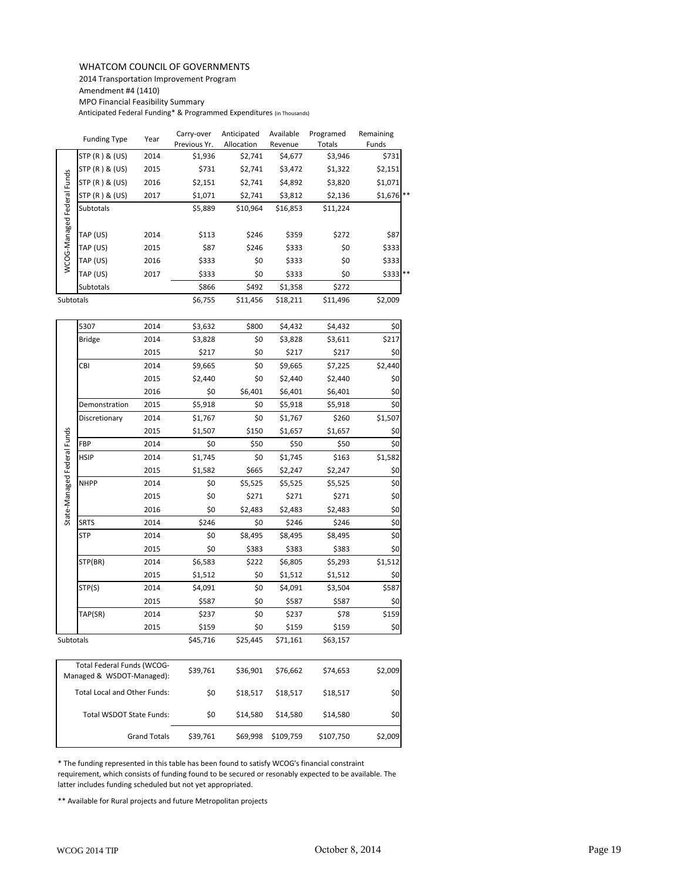WHATCOM COUNCIL OF GOVERNMENTS

2014 Transportation Improvement Program

Amendment #4 (1410)

MPO Financial Feasibility Summary

Anticipated Federal Funding* & Programmed Expenditures (in Thousands)

| | Funding Type | Year | Carry-over Previous Yr. | Anticipated Allocation | Available Revenue | Programed Totals | Remaining Funds | |
|---|---|---|---|---|---|---|---|---|
| WCOG-Managed Federal Funds | STP (R ) & (US) | 2014 | $1,936 | $2,741 | $4,677 | $3,946 | $731 | |
| | STP (R ) & (US) | 2015 | $731 | $2,741 | $3,472 | $1,322 | $2,151 | |
| | STP (R ) & (US) | 2016 | $2,151 | $2,741 | $4,892 | $3,820 | $1,071 | |
| | STP (R ) & (US) | 2017 | $1,071 | $2,741 | $3,812 | $2,136 | $1,676 | ** |
| | Subtotals | | $5,889 | $10,964 | $16,853 | $11,224 | | |
| | TAP (US) | 2014 | $113 | $246 | $359 | $272 | $87 | |
| | TAP (US) | 2015 | $87 | $246 | $333 | $0 | $333 | |
| | TAP (US) | 2016 | $333 | $0 | $333 | $0 | $333 | |
| | TAP (US) | 2017 | $333 | $0 | $333 | $0 | $333 | ** |
| | Subtotals | | $866 | $492 | $1,358 | $272 | | |
| Subtotals | | | $6,755 | $11,456 | $18,211 | $11,496 | $2,009 | |

| | Funding Type | Year | Carry-over Previous Yr. | Anticipated Allocation | Available Revenue | Programed Totals | Remaining Funds |
|---|---|---|---|---|---|---|---|
| State-Managed Federal Funds | 5307 | 2014 | $3,632 | $800 | $4,432 | $4,432 | $0 |
| | Bridge | 2014 | $3,828 | $0 | $3,828 | $3,611 | $217 |
| | | 2015 | $217 | $0 | $217 | $217 | $0 |
| | CBI | 2014 | $9,665 | $0 | $9,665 | $7,225 | $2,440 |
| | | 2015 | $2,440 | $0 | $2,440 | $2,440 | $0 |
| | | 2016 | $0 | $6,401 | $6,401 | $6,401 | $0 |
| | Demonstration | 2015 | $5,918 | $0 | $5,918 | $5,918 | $0 |
| | Discretionary | 2014 | $1,767 | $0 | $1,767 | $260 | $1,507 |
| | | 2015 | $1,507 | $150 | $1,657 | $1,657 | $0 |
| | FBP | 2014 | $0 | $50 | $50 | $50 | $0 |
| | HSIP | 2014 | $1,745 | $0 | $1,745 | $163 | $1,582 |
| | | 2015 | $1,582 | $665 | $2,247 | $2,247 | $0 |
| | NHPP | 2014 | $0 | $5,525 | $5,525 | $5,525 | $0 |
| | | 2015 | $0 | $271 | $271 | $271 | $0 |
| | | 2016 | $0 | $2,483 | $2,483 | $2,483 | $0 |
| | SRTS | 2014 | $246 | $0 | $246 | $246 | $0 |
| | STP | 2014 | $0 | $8,495 | $8,495 | $8,495 | $0 |
| | | 2015 | $0 | $383 | $383 | $383 | $0 |
| | STP(BR) | 2014 | $6,583 | $222 | $6,805 | $5,293 | $1,512 |
| | | 2015 | $1,512 | $0 | $1,512 | $1,512 | $0 |
| | STP(S) | 2014 | $4,091 | $0 | $4,091 | $3,504 | $587 |
| | | 2015 | $587 | $0 | $587 | $587 | $0 |
| | TAP(SR) | 2014 | $237 | $0 | $237 | $78 | $159 |
| | | 2015 | $159 | $0 | $159 | $159 | $0 |
| Subtotals | | | $45,716 | $25,445 | $71,161 | $63,157 | |

| | Carry-over Previous Yr. | Anticipated Allocation | Available Revenue | Programed Totals | Remaining Funds |
|---|---|---|---|---|---|
| Total Federal Funds (WCOG-Managed & WSDOT-Managed): | $39,761 | $36,901 | $76,662 | $74,653 | $2,009 |
| Total Local and Other Funds: | $0 | $18,517 | $18,517 | $18,517 | $0 |
| Total WSDOT State Funds: | $0 | $14,580 | $14,580 | $14,580 | $0 |
| Grand Totals | $39,761 | $69,998 | $109,759 | $107,750 | $2,009 |

* The funding represented in this table has been found to satisfy WCOG's financial constraint requirement, which consists of funding found to be secured or resonably expected to be available. The latter includes funding scheduled but not yet appropriated.

** Available for Rural projects and future Metropolitan projects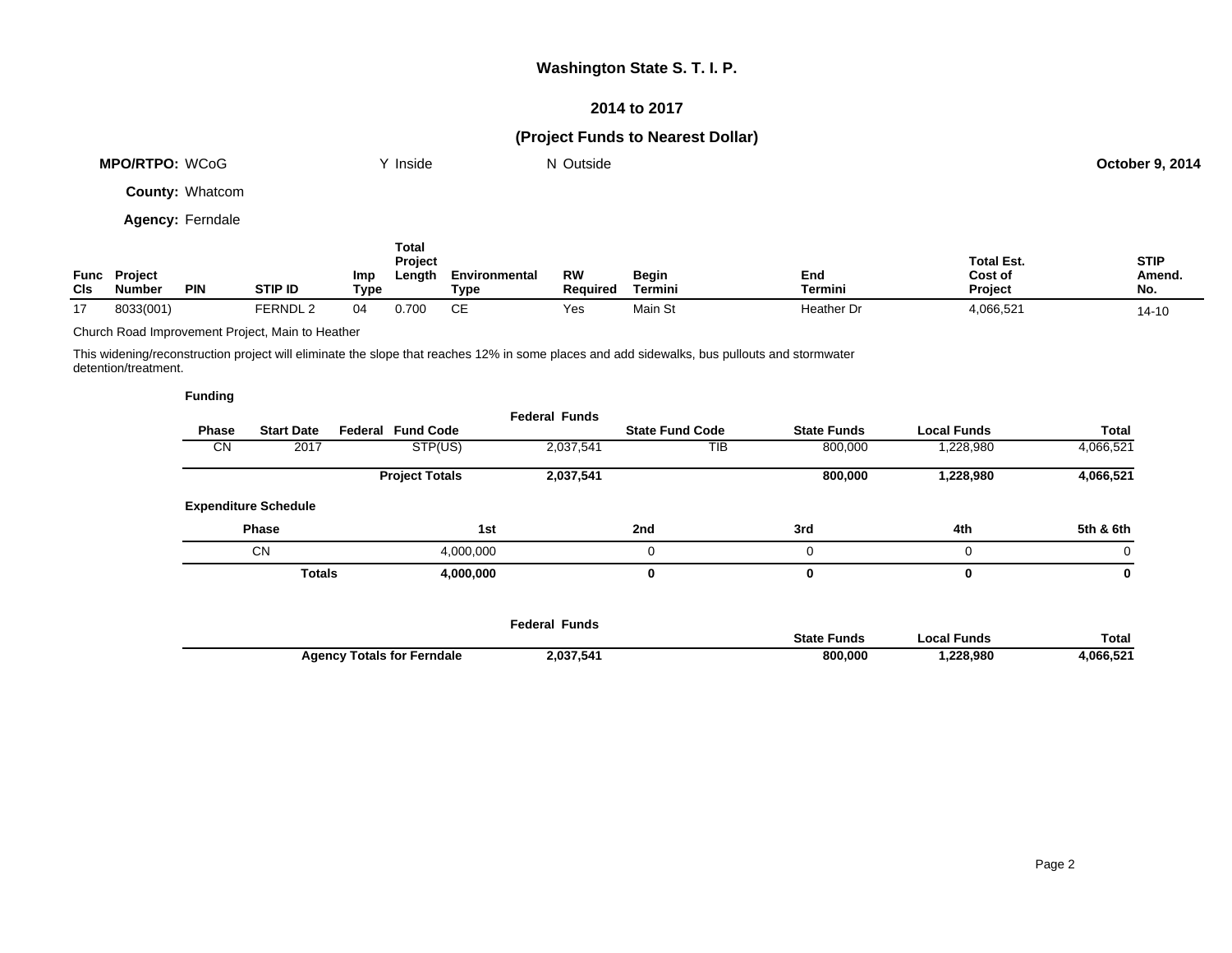# Washington State S. T. I. P.

## 2014 to 2017

### (Project Funds to Nearest Dollar)

**MPO/RTPO:** WCoG    Y Inside    N Outside    **October 9, 2014**

**County:** Whatcom

**Agency:** Ferndale

| Func Cls | Project Number | PIN | STIP ID | Imp Type | Total Project Length | Environmental Type | RW Required | Begin Termini | End Termini | Total Est. Cost of Project | STIP Amend. No. |
|---|---|---|---|---|---|---|---|---|---|---|---|
| 17 | 8033(001) | | FERNDL 2 | 04 | 0.700 | CE | Yes | Main St | Heather Dr | 4,066,521 | 14-10 |

Church Road Improvement Project, Main to Heather

This widening/reconstruction project will eliminate the slope that reaches 12% in some places and add sidewalks, bus pullouts and stormwater detention/treatment.

**Funding**

| Phase | Start Date | Federal Fund Code | Federal Funds | State Fund Code | State Funds | Local Funds | Total |
|---|---|---|---|---|---|---|---|
| CN | 2017 | STP(US) | 2,037,541 | TIB | 800,000 | 1,228,980 | 4,066,521 |
| | | **Project Totals** | **2,037,541** | | **800,000** | **1,228,980** | **4,066,521** |

**Expenditure Schedule**

| Phase | 1st | 2nd | 3rd | 4th | 5th & 6th |
|---|---|---|---|---|---|
| CN | 4,000,000 | 0 | 0 | 0 | 0 |
| **Totals** | **4,000,000** | **0** | **0** | **0** | **0** |

| | Federal Funds | State Funds | Local Funds | Total |
|---|---|---|---|---|
| **Agency Totals for Ferndale** | **2,037,541** | **800,000** | **1,228,980** | **4,066,521** |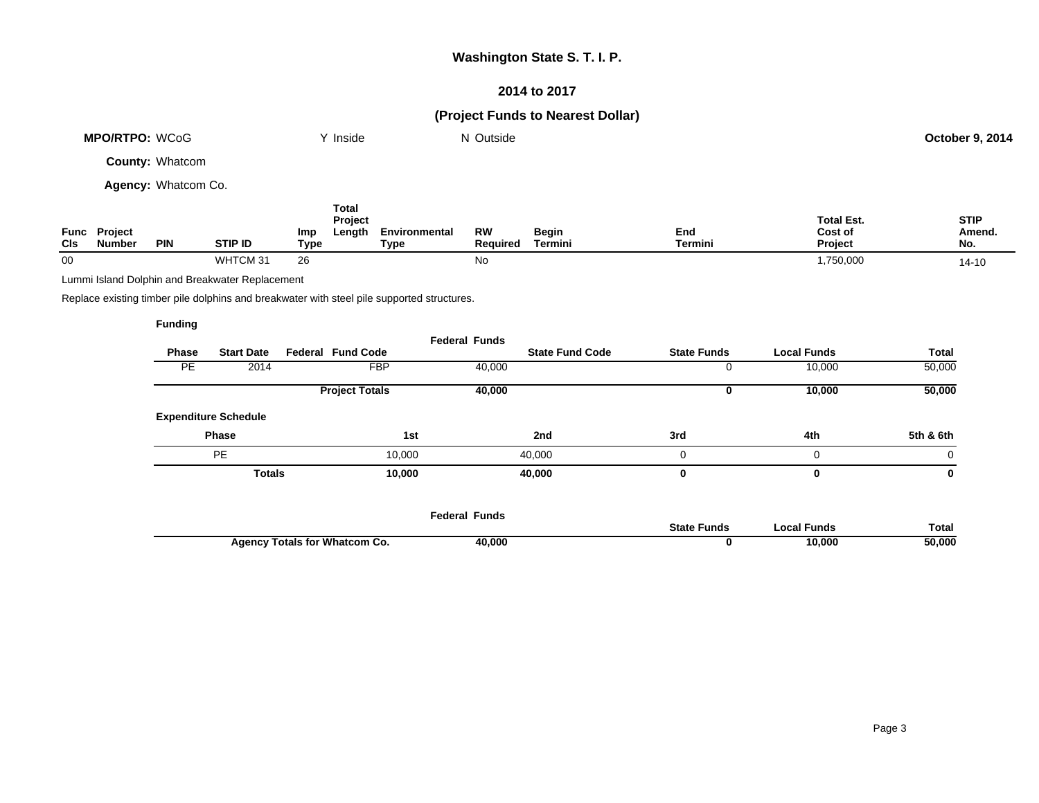# Washington State S. T. I. P.

## 2014 to 2017

### (Project Funds to Nearest Dollar)

**MPO/RTPO:** WCoG Y Inside N Outside **October 9, 2014**

**County:** Whatcom

**Agency:** Whatcom Co.

| Func Cls | Project Number | PIN | STIP ID | Imp Type | Total Project Length | Environmental Type | RW Required | Begin Termini | End Termini | Total Est. Cost of Project | STIP Amend. No. |
|---|---|---|---|---|---|---|---|---|---|---|---|
| 00 | | | WHTCM 31 | 26 | | | No | | | 1,750,000 | 14-10 |

Lummi Island Dolphin and Breakwater Replacement

Replace existing timber pile dolphins and breakwater with steel pile supported structures.

**Funding**

| Phase | Start Date | Federal Fund Code | Federal Funds | State Fund Code | State Funds | Local Funds | Total |
|---|---|---|---|---|---|---|---|
| PE | 2014 | FBP | 40,000 | | 0 | 10,000 | 50,000 |
| | | **Project Totals** | **40,000** | | **0** | **10,000** | **50,000** |

**Expenditure Schedule**

| Phase | 1st | 2nd | 3rd | 4th | 5th & 6th |
|---|---|---|---|---|---|
| PE | 10,000 | 40,000 | 0 | 0 | 0 |
| **Totals** | **10,000** | **40,000** | **0** | **0** | **0** |

| | Federal Funds | State Funds | Local Funds | Total |
|---|---|---|---|---|
| **Agency Totals for Whatcom Co.** | **40,000** | **0** | **10,000** | **50,000** |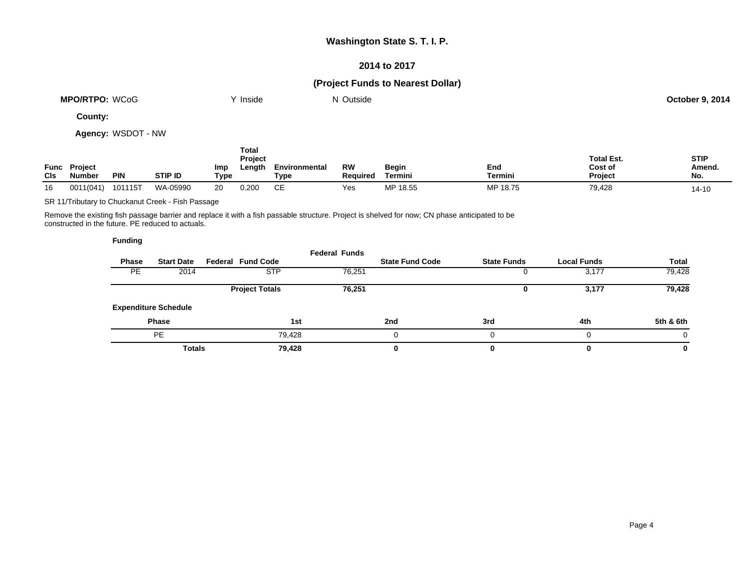# Washington State S. T. I. P.

## 2014 to 2017

## (Project Funds to Nearest Dollar)

**MPO/RTPO:** WCoG  Y Inside  N Outside  **October 9, 2014**

**County:**

**Agency:** WSDOT - NW

| Func Cls | Project Number | PIN | STIP ID | Imp Type | Total Project Length | Environmental Type | RW Required | Begin Termini | End Termini | Total Est. Cost of Project | STIP Amend. No. |
|---|---|---|---|---|---|---|---|---|---|---|---|
| 16 | 0011(041) | 101115T | WA-05990 | 20 | 0.200 | CE | Yes | MP 18.55 | MP 18.75 | 79,428 | 14-10 |

SR 11/Tributary to Chuckanut Creek - Fish Passage

Remove the existing fish passage barrier and replace it with a fish passable structure. Project is shelved for now; CN phase anticipated to be constructed in the future. PE reduced to actuals.

**Funding**

| Phase | Start Date | Federal Fund Code | Federal Funds | State Fund Code | State Funds | Local Funds | Total |
|---|---|---|---|---|---|---|---|
| PE | 2014 | STP | 76,251 | | 0 | 3,177 | 79,428 |
| | | **Project Totals** | **76,251** | | **0** | **3,177** | **79,428** |

**Expenditure Schedule**

| Phase | 1st | 2nd | 3rd | 4th | 5th & 6th |
|---|---|---|---|---|---|
| PE | 79,428 | 0 | 0 | 0 | 0 |
| **Totals** | **79,428** | **0** | **0** | **0** | **0** |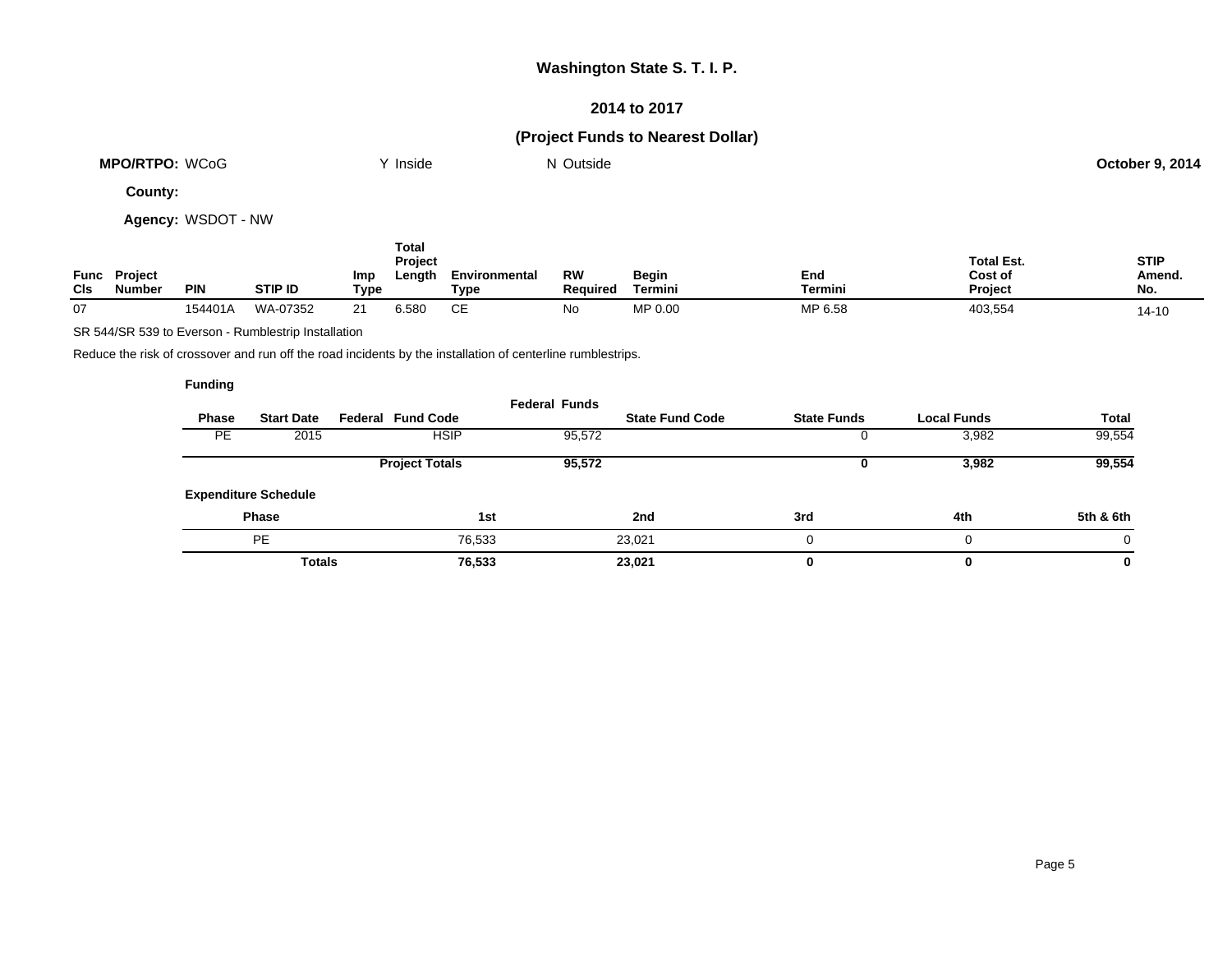# Washington State S. T. I. P.

## 2014 to 2017

## (Project Funds to Nearest Dollar)

**MPO/RTPO:** WCoG    Y Inside    N Outside    **October 9, 2014**

**County:**

**Agency:** WSDOT - NW

| Func Cls | Project Number | PIN | STIP ID | Imp Type | Total Project Length | Environmental Type | RW Required | Begin Termini | End Termini | Total Est. Cost of Project | STIP Amend. No. |
|---|---|---|---|---|---|---|---|---|---|---|---|
| 07 | | 154401A | WA-07352 | 21 | 6.580 | CE | No | MP 0.00 | MP 6.58 | 403,554 | 14-10 |

SR 544/SR 539 to Everson - Rumblestrip Installation

Reduce the risk of crossover and run off the road incidents by the installation of centerline rumblestrips.

**Funding**

| Phase | Start Date | Federal Fund Code | Federal Funds | State Fund Code | State Funds | Local Funds | Total |
|---|---|---|---|---|---|---|---|
| PE | 2015 | HSIP | 95,572 | | 0 | 3,982 | 99,554 |
| | | **Project Totals** | **95,572** | | **0** | **3,982** | **99,554** |

**Expenditure Schedule**

| Phase | 1st | 2nd | 3rd | 4th | 5th & 6th |
|---|---|---|---|---|---|
| PE | 76,533 | 23,021 | 0 | 0 | 0 |
| **Totals** | **76,533** | **23,021** | **0** | **0** | **0** |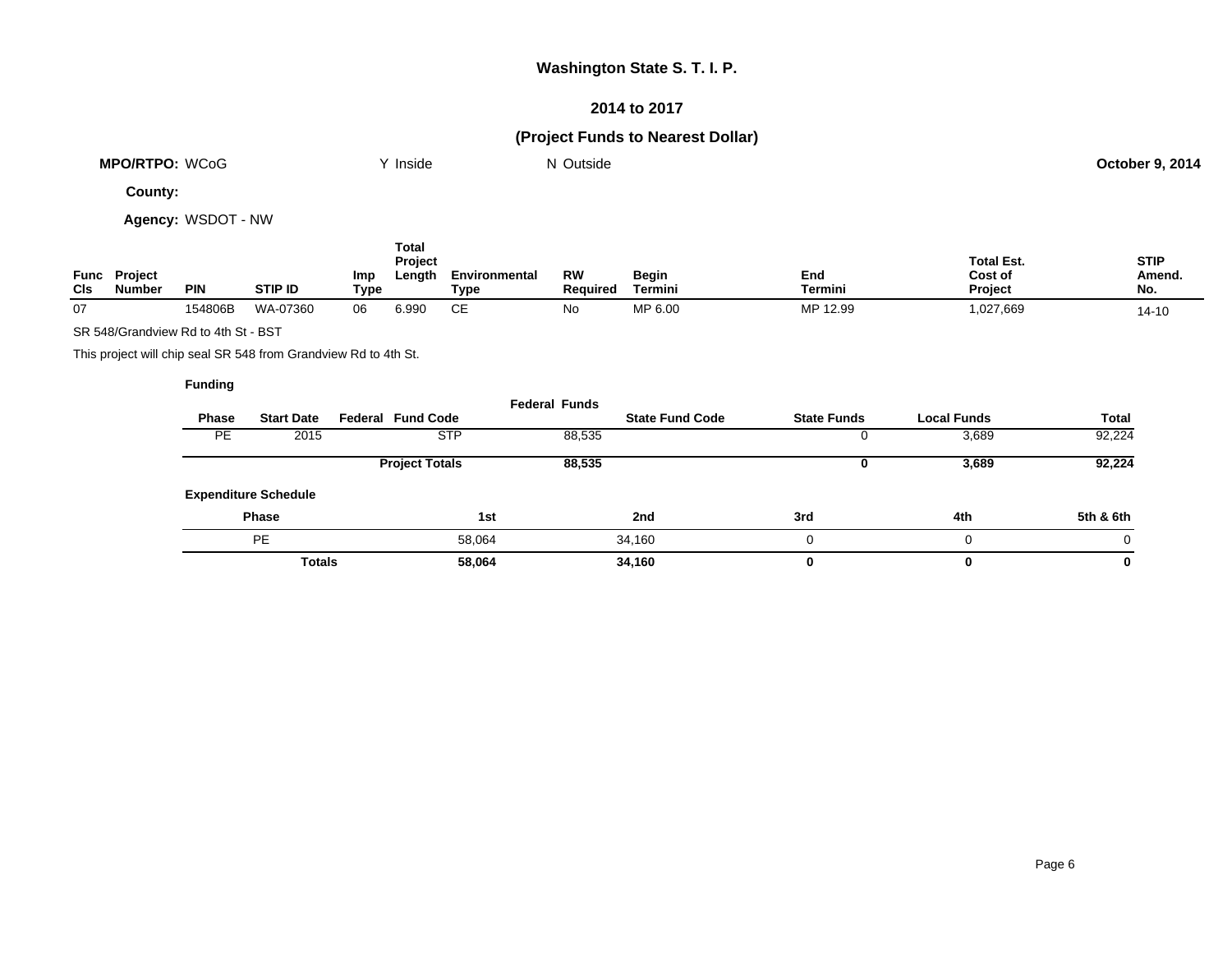# Washington State S. T. I. P.

## 2014 to 2017

## (Project Funds to Nearest Dollar)

**MPO/RTPO:** WCoG Y Inside N Outside **October 9, 2014**

**County:**

**Agency:** WSDOT - NW

| Func Cls | Project Number | PIN | STIP ID | Imp Type | Total Project Length | Environmental Type | RW Required | Begin Termini | End Termini | Total Est. Cost of Project | STIP Amend. No. |
|---|---|---|---|---|---|---|---|---|---|---|---|
| 07 | | 154806B | WA-07360 | 06 | 6.990 | CE | No | MP 6.00 | MP 12.99 | 1,027,669 | 14-10 |

SR 548/Grandview Rd to 4th St - BST

This project will chip seal SR 548 from Grandview Rd to 4th St.

**Funding**

| Phase | Start Date | Federal Fund Code | Federal Funds | State Fund Code | State Funds | Local Funds | Total |
|---|---|---|---|---|---|---|---|
| PE | 2015 | STP | 88,535 | | 0 | 3,689 | 92,224 |
| | | **Project Totals** | **88,535** | | **0** | **3,689** | **92,224** |

**Expenditure Schedule**

| Phase | 1st | 2nd | 3rd | 4th | 5th & 6th |
|---|---|---|---|---|---|
| PE | 58,064 | 34,160 | 0 | 0 | 0 |
| **Totals** | **58,064** | **34,160** | **0** | **0** | **0** |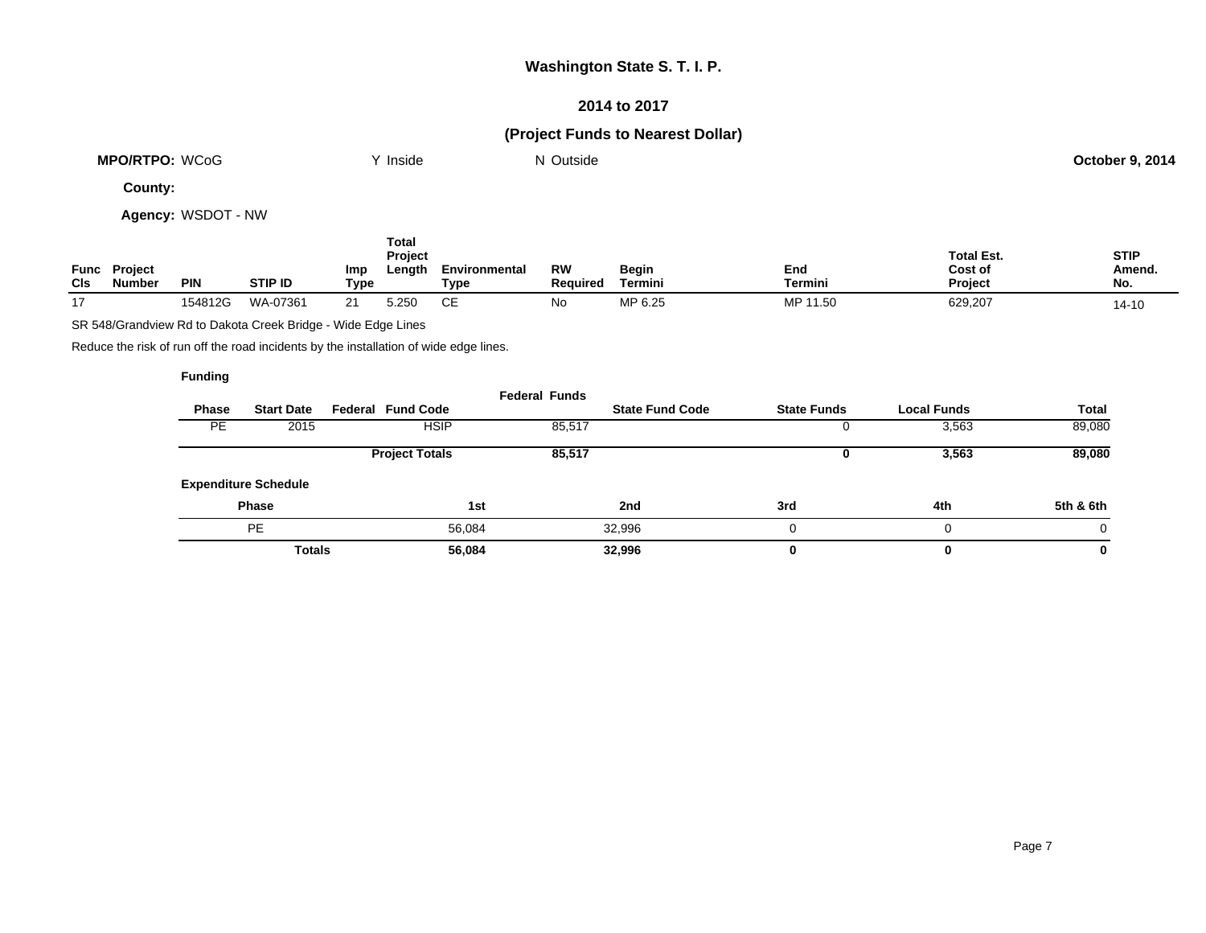# Washington State S. T. I. P.

## 2014 to 2017

### (Project Funds to Nearest Dollar)

**MPO/RTPO:** WCoG　　Y Inside　　N Outside　　**October 9, 2014**

**County:**

**Agency:** WSDOT - NW

| Func Cls | Project Number | PIN | STIP ID | Imp Type | Total Project Length | Environmental Type | RW Required | Begin Termini | End Termini | Total Est. Cost of Project | STIP Amend. No. |
|---|---|---|---|---|---|---|---|---|---|---|---|
| 17 | | 154812G | WA-07361 | 21 | 5.250 | CE | No | MP 6.25 | MP 11.50 | 629,207 | 14-10 |

SR 548/Grandview Rd to Dakota Creek Bridge - Wide Edge Lines

Reduce the risk of run off the road incidents by the installation of wide edge lines.

**Funding**

| Phase | Start Date | Federal Fund Code | Federal Funds | State Fund Code | State Funds | Local Funds | Total |
|---|---|---|---|---|---|---|---|
| PE | 2015 | HSIP | 85,517 | | 0 | 3,563 | 89,080 |
| | | **Project Totals** | **85,517** | | **0** | **3,563** | **89,080** |

**Expenditure Schedule**

| Phase | 1st | 2nd | 3rd | 4th | 5th & 6th |
|---|---|---|---|---|---|
| PE | 56,084 | 32,996 | 0 | 0 | 0 |
| **Totals** | **56,084** | **32,996** | **0** | **0** | **0** |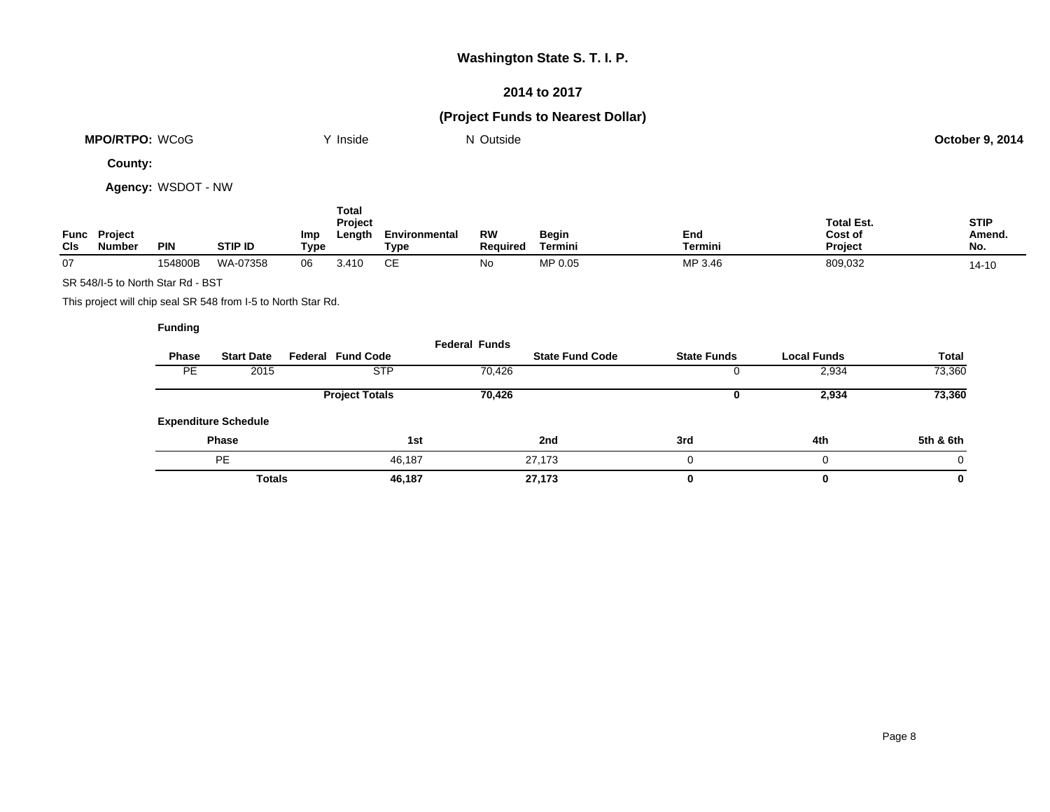**Washington State S. T. I. P.**

**2014 to 2017**

**(Project Funds to Nearest Dollar)**

**MPO/RTPO:** WCoG Y Inside N Outside **October 9, 2014**

**County:**

**Agency:** WSDOT - NW

| Func Cls | Project Number | PIN | STIP ID | Imp Type | Total Project Length | Environmental Type | RW Required | Begin Termini | End Termini | Total Est. Cost of Project | STIP Amend. No. |
|---|---|---|---|---|---|---|---|---|---|---|---|
| 07 | | 154800B | WA-07358 | 06 | 3.410 | CE | No | MP 0.05 | MP 3.46 | 809,032 | 14-10 |

SR 548/I-5 to North Star Rd - BST

This project will chip seal SR 548 from I-5 to North Star Rd.

**Funding**

| Phase | Start Date | Federal Fund Code | Federal Funds | State Fund Code | State Funds | Local Funds | Total |
|---|---|---|---|---|---|---|---|
| PE | 2015 | STP | 70,426 | | 0 | 2,934 | 73,360 |
| | | **Project Totals** | **70,426** | | **0** | **2,934** | **73,360** |

**Expenditure Schedule**

| Phase | 1st | 2nd | 3rd | 4th | 5th & 6th |
|---|---|---|---|---|---|
| PE | 46,187 | 27,173 | 0 | 0 | 0 |
| **Totals** | **46,187** | **27,173** | **0** | **0** | **0** |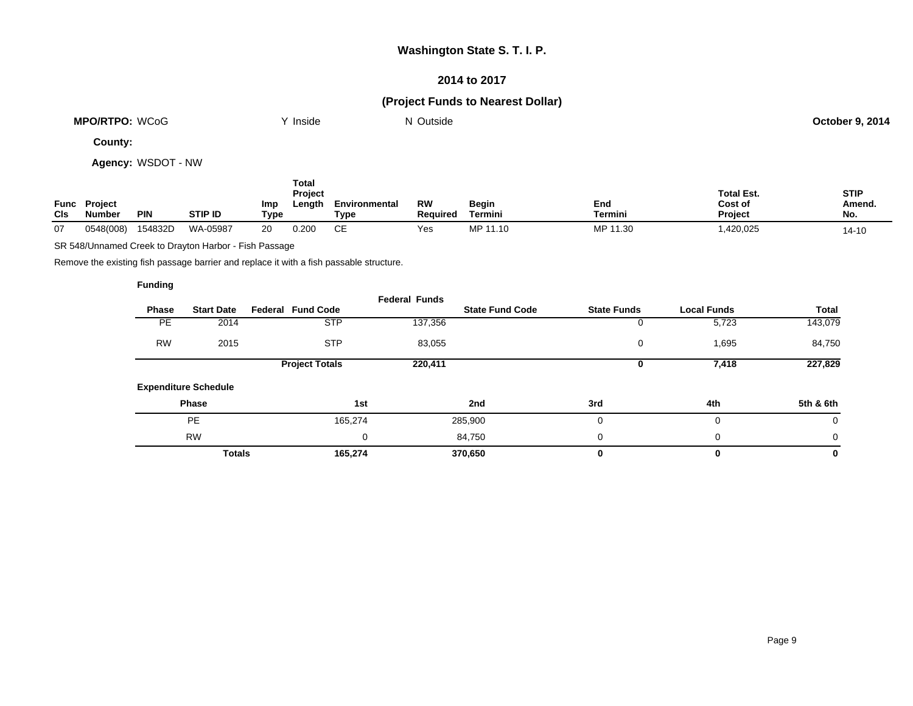# Washington State S. T. I. P.

## 2014 to 2017

### (Project Funds to Nearest Dollar)

**MPO/RTPO:** WCoG    Y Inside    N Outside    **October 9, 2014**

**County:**

**Agency:** WSDOT - NW

| Func Cls | Project Number | PIN | STIP ID | Imp Type | Total Project Length | Environmental Type | RW Required | Begin Termini | End Termini | Total Est. Cost of Project | STIP Amend. No. |
|---|---|---|---|---|---|---|---|---|---|---|---|
| 07 | 0548(008) | 154832D | WA-05987 | 20 | 0.200 | CE | Yes | MP 11.10 | MP 11.30 | 1,420,025 | 14-10 |

SR 548/Unnamed Creek to Drayton Harbor - Fish Passage

Remove the existing fish passage barrier and replace it with a fish passable structure.

**Funding**

| Phase | Start Date | Federal Fund Code | Federal Funds | State Fund Code | State Funds | Local Funds | Total |
|---|---|---|---|---|---|---|---|
| PE | 2014 | STP | 137,356 | | 0 | 5,723 | 143,079 |
| RW | 2015 | STP | 83,055 | | 0 | 1,695 | 84,750 |
| | | **Project Totals** | **220,411** | | **0** | **7,418** | **227,829** |

**Expenditure Schedule**

| Phase | 1st | 2nd | 3rd | 4th | 5th & 6th |
|---|---|---|---|---|---|
| PE | 165,274 | 285,900 | 0 | 0 | 0 |
| RW | 0 | 84,750 | 0 | 0 | 0 |
| **Totals** | **165,274** | **370,650** | **0** | **0** | **0** |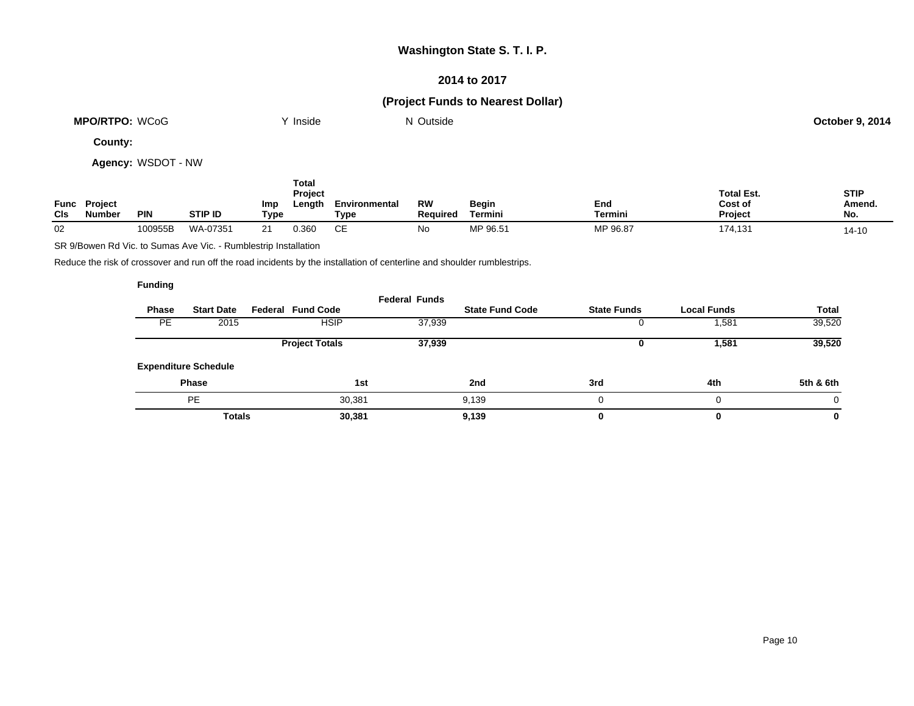# Washington State S. T. I. P.

## 2014 to 2017

## (Project Funds to Nearest Dollar)

**MPO/RTPO:** WCoG  Y Inside  N Outside  **October 9, 2014**

**County:**

**Agency:** WSDOT - NW

| Func Cls | Project Number | PIN | STIP ID | Imp Type | Total Project Length | Environmental Type | RW Required | Begin Termini | End Termini | Total Est. Cost of Project | STIP Amend. No. |
|---|---|---|---|---|---|---|---|---|---|---|---|
| 02 | | 100955B | WA-07351 | 21 | 0.360 | CE | No | MP 96.51 | MP 96.87 | 174,131 | 14-10 |

SR 9/Bowen Rd Vic. to Sumas Ave Vic. - Rumblestrip Installation

Reduce the risk of crossover and run off the road incidents by the installation of centerline and shoulder rumblestrips.

**Funding**

| Phase | Start Date | Federal Fund Code | Federal Funds | State Fund Code | State Funds | Local Funds | Total |
|---|---|---|---|---|---|---|---|
| PE | 2015 | HSIP | 37,939 | | 0 | 1,581 | 39,520 |
| | | **Project Totals** | **37,939** | | **0** | **1,581** | **39,520** |

**Expenditure Schedule**

| Phase | 1st | 2nd | 3rd | 4th | 5th & 6th |
|---|---|---|---|---|---|
| PE | 30,381 | 9,139 | 0 | 0 | 0 |
| **Totals** | **30,381** | **9,139** | **0** | **0** | **0** |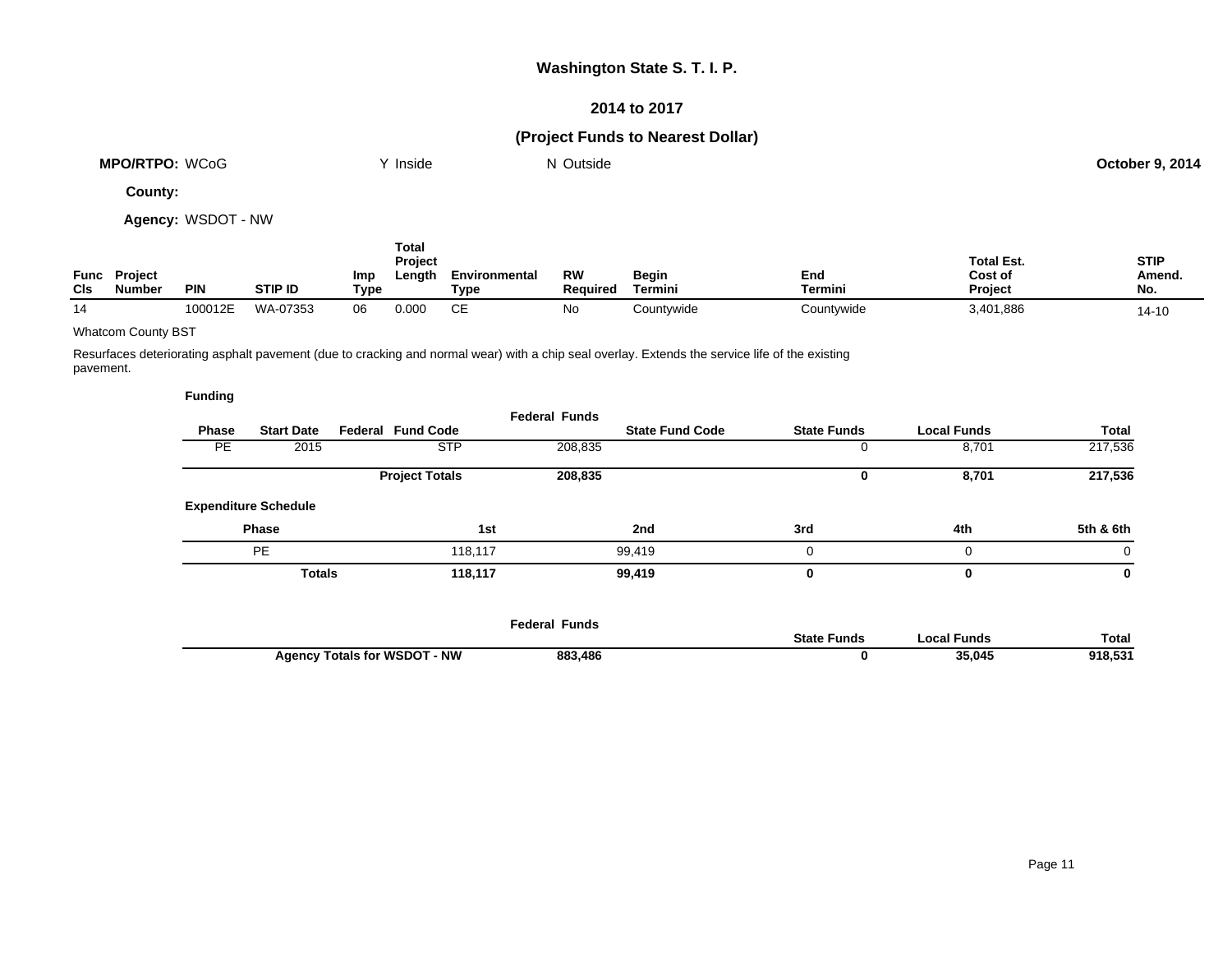# Washington State S. T. I. P.

## 2014 to 2017

## (Project Funds to Nearest Dollar)

**MPO/RTPO:** WCoG Y Inside N Outside **October 9, 2014**

**County:**

**Agency:** WSDOT - NW

| Func Cls | Project Number | PIN | STIP ID | Imp Type | Total Project Length | Environmental Type | RW Required | Begin Termini | End Termini | Total Est. Cost of Project | STIP Amend. No. |
|---|---|---|---|---|---|---|---|---|---|---|---|
| 14 | | 100012E | WA-07353 | 06 | 0.000 | CE | No | Countywide | Countywide | 3,401,886 | 14-10 |

Whatcom County BST

Resurfaces deteriorating asphalt pavement (due to cracking and normal wear) with a chip seal overlay. Extends the service life of the existing pavement.

**Funding**

| Phase | Start Date | Federal Fund Code | Federal Funds | State Fund Code | State Funds | Local Funds | Total |
|---|---|---|---|---|---|---|---|
| PE | 2015 | STP | 208,835 | | 0 | 8,701 | 217,536 |
| | | **Project Totals** | **208,835** | | **0** | **8,701** | **217,536** |

**Expenditure Schedule**

| Phase | 1st | 2nd | 3rd | 4th | 5th & 6th |
|---|---|---|---|---|---|
| PE | 118,117 | 99,419 | 0 | 0 | 0 |
| **Totals** | **118,117** | **99,419** | **0** | **0** | **0** |

| | Federal Funds | State Funds | Local Funds | Total |
|---|---|---|---|---|
| **Agency Totals for WSDOT - NW** | **883,486** | **0** | **35,045** | **918,531** |